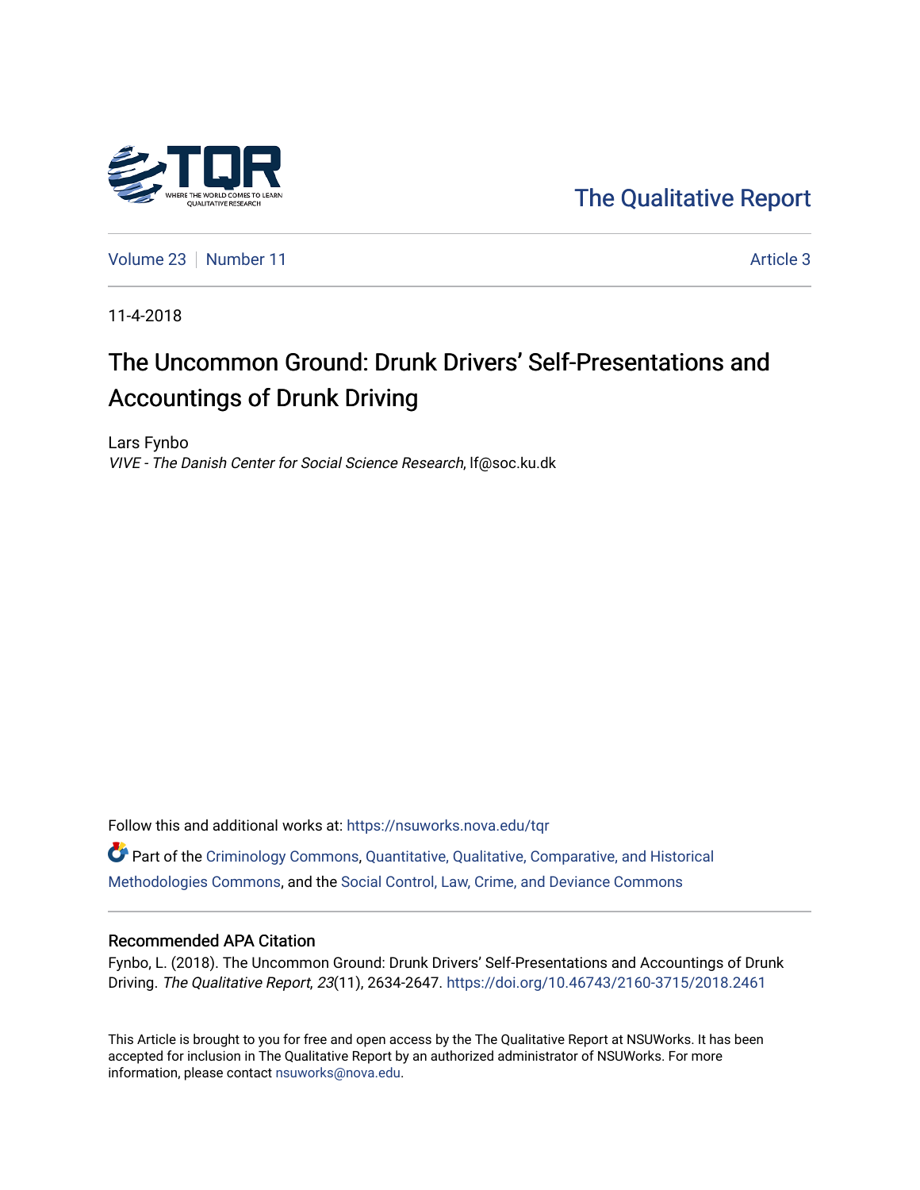The Qualitative Report

Volume 23 | Number 11 | Article 3

11-4-2018

# The Uncommon Ground: Drunk Drivers' Self-Presentations and Accountings of Drunk Driving

Lars Fynbo
*VIVE - The Danish Center for Social Science Research*, lf@soc.ku.dk

Follow this and additional works at: https://nsuworks.nova.edu/tqr

Part of the Criminology Commons, Quantitative, Qualitative, Comparative, and Historical Methodologies Commons, and the Social Control, Law, Crime, and Deviance Commons

## Recommended APA Citation

Fynbo, L. (2018). The Uncommon Ground: Drunk Drivers' Self-Presentations and Accountings of Drunk Driving. *The Qualitative Report*, *23*(11), 2634-2647. https://doi.org/10.46743/2160-3715/2018.2461

This Article is brought to you for free and open access by the The Qualitative Report at NSUWorks. It has been accepted for inclusion in The Qualitative Report by an authorized administrator of NSUWorks. For more information, please contact nsuworks@nova.edu.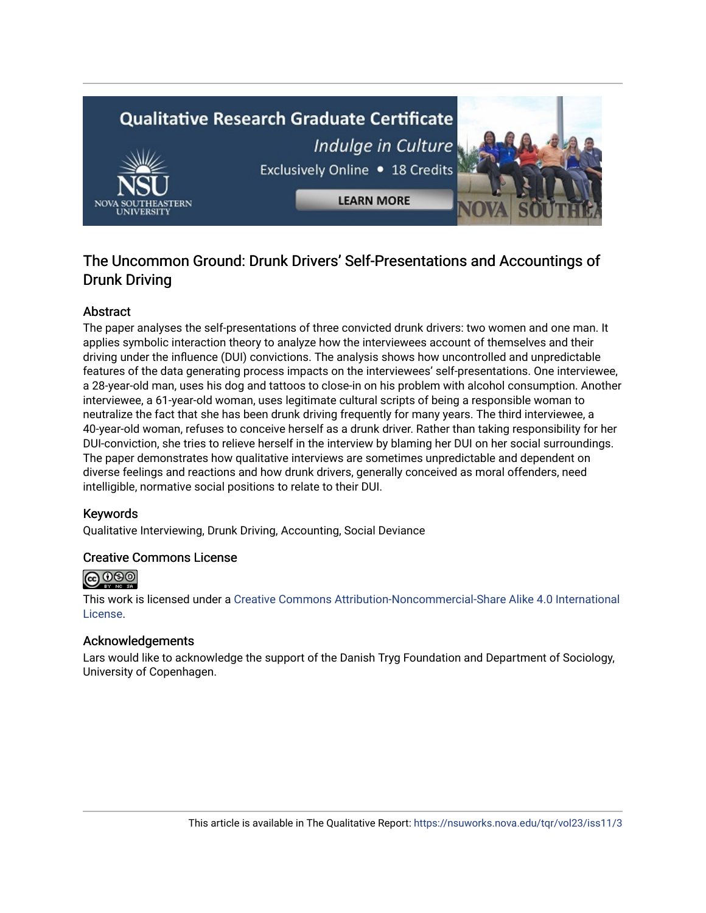# The Uncommon Ground: Drunk Drivers' Self-Presentations and Accountings of Drunk Driving

## Abstract

The paper analyses the self-presentations of three convicted drunk drivers: two women and one man. It applies symbolic interaction theory to analyze how the interviewees account of themselves and their driving under the influence (DUI) convictions. The analysis shows how uncontrolled and unpredictable features of the data generating process impacts on the interviewees' self-presentations. One interviewee, a 28-year-old man, uses his dog and tattoos to close-in on his problem with alcohol consumption. Another interviewee, a 61-year-old woman, uses legitimate cultural scripts of being a responsible woman to neutralize the fact that she has been drunk driving frequently for many years. The third interviewee, a 40-year-old woman, refuses to conceive herself as a drunk driver. Rather than taking responsibility for her DUI-conviction, she tries to relieve herself in the interview by blaming her DUI on her social surroundings. The paper demonstrates how qualitative interviews are sometimes unpredictable and dependent on diverse feelings and reactions and how drunk drivers, generally conceived as moral offenders, need intelligible, normative social positions to relate to their DUI.

## Keywords

Qualitative Interviewing, Drunk Driving, Accounting, Social Deviance

## Creative Commons License

This work is licensed under a Creative Commons Attribution-Noncommercial-Share Alike 4.0 International License.

## Acknowledgements

Lars would like to acknowledge the support of the Danish Tryg Foundation and Department of Sociology, University of Copenhagen.

This article is available in The Qualitative Report: https://nsuworks.nova.edu/tqr/vol23/iss11/3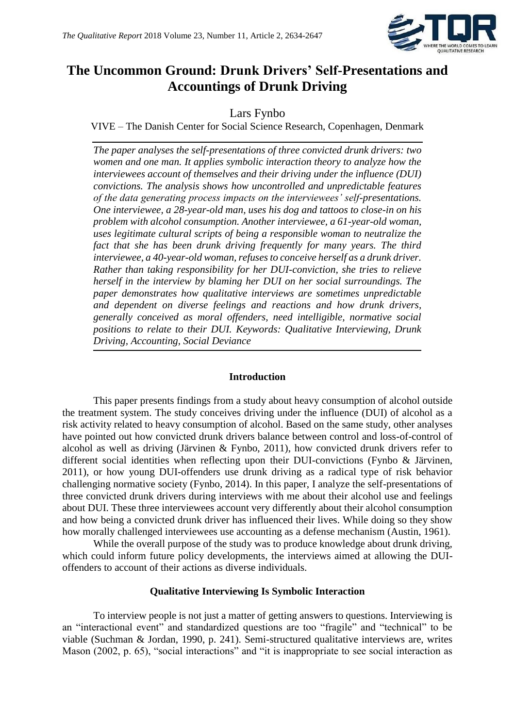# The Uncommon Ground: Drunk Drivers' Self-Presentations and Accountings of Drunk Driving

Lars Fynbo

VIVE – The Danish Center for Social Science Research, Copenhagen, Denmark

*The paper analyses the self-presentations of three convicted drunk drivers: two women and one man. It applies symbolic interaction theory to analyze how the interviewees account of themselves and their driving under the influence (DUI) convictions. The analysis shows how uncontrolled and unpredictable features of the data generating process impacts on the interviewees' self-presentations. One interviewee, a 28-year-old man, uses his dog and tattoos to close-in on his problem with alcohol consumption. Another interviewee, a 61-year-old woman, uses legitimate cultural scripts of being a responsible woman to neutralize the fact that she has been drunk driving frequently for many years. The third interviewee, a 40-year-old woman, refuses to conceive herself as a drunk driver. Rather than taking responsibility for her DUI-conviction, she tries to relieve herself in the interview by blaming her DUI on her social surroundings. The paper demonstrates how qualitative interviews are sometimes unpredictable and dependent on diverse feelings and reactions and how drunk drivers, generally conceived as moral offenders, need intelligible, normative social positions to relate to their DUI. Keywords: Qualitative Interviewing, Drunk Driving, Accounting, Social Deviance*

## Introduction

This paper presents findings from a study about heavy consumption of alcohol outside the treatment system. The study conceives driving under the influence (DUI) of alcohol as a risk activity related to heavy consumption of alcohol. Based on the same study, other analyses have pointed out how convicted drunk drivers balance between control and loss-of-control of alcohol as well as driving (Järvinen & Fynbo, 2011), how convicted drunk drivers refer to different social identities when reflecting upon their DUI-convictions (Fynbo & Järvinen, 2011), or how young DUI-offenders use drunk driving as a radical type of risk behavior challenging normative society (Fynbo, 2014). In this paper, I analyze the self-presentations of three convicted drunk drivers during interviews with me about their alcohol use and feelings about DUI. These three interviewees account very differently about their alcohol consumption and how being a convicted drunk driver has influenced their lives. While doing so they show how morally challenged interviewees use accounting as a defense mechanism (Austin, 1961).

While the overall purpose of the study was to produce knowledge about drunk driving, which could inform future policy developments, the interviews aimed at allowing the DUI-offenders to account of their actions as diverse individuals.

## Qualitative Interviewing Is Symbolic Interaction

To interview people is not just a matter of getting answers to questions. Interviewing is an "interactional event" and standardized questions are too "fragile" and "technical" to be viable (Suchman & Jordan, 1990, p. 241). Semi-structured qualitative interviews are, writes Mason (2002, p. 65), "social interactions" and "it is inappropriate to see social interaction as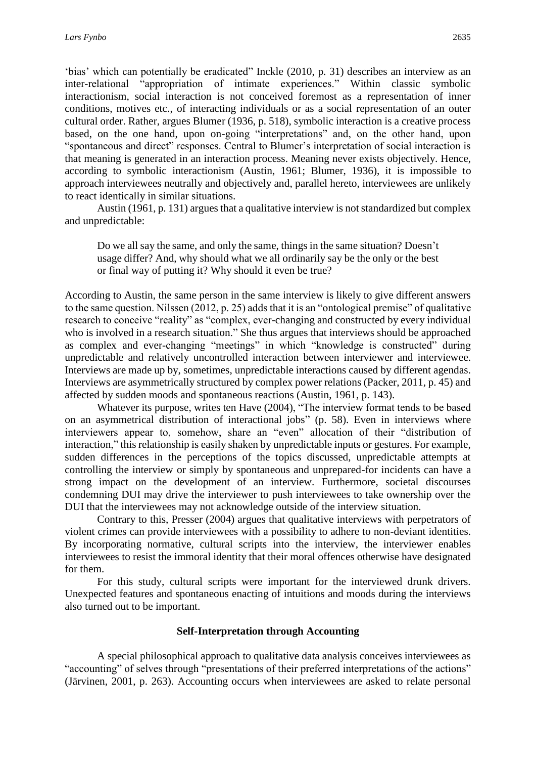'bias' which can potentially be eradicated" Inckle (2010, p. 31) describes an interview as an inter-relational "appropriation of intimate experiences." Within classic symbolic interactionism, social interaction is not conceived foremost as a representation of inner conditions, motives etc., of interacting individuals or as a social representation of an outer cultural order. Rather, argues Blumer (1936, p. 518), symbolic interaction is a creative process based, on the one hand, upon on-going "interpretations" and, on the other hand, upon "spontaneous and direct" responses. Central to Blumer's interpretation of social interaction is that meaning is generated in an interaction process. Meaning never exists objectively. Hence, according to symbolic interactionism (Austin, 1961; Blumer, 1936), it is impossible to approach interviewees neutrally and objectively and, parallel hereto, interviewees are unlikely to react identically in similar situations.

Austin (1961, p. 131) argues that a qualitative interview is not standardized but complex and unpredictable:

> Do we all say the same, and only the same, things in the same situation? Doesn't usage differ? And, why should what we all ordinarily say be the only or the best or final way of putting it? Why should it even be true?

According to Austin, the same person in the same interview is likely to give different answers to the same question. Nilssen (2012, p. 25) adds that it is an "ontological premise" of qualitative research to conceive "reality" as "complex, ever-changing and constructed by every individual who is involved in a research situation." She thus argues that interviews should be approached as complex and ever-changing "meetings" in which "knowledge is constructed" during unpredictable and relatively uncontrolled interaction between interviewer and interviewee. Interviews are made up by, sometimes, unpredictable interactions caused by different agendas. Interviews are asymmetrically structured by complex power relations (Packer, 2011, p. 45) and affected by sudden moods and spontaneous reactions (Austin, 1961, p. 143).

Whatever its purpose, writes ten Have (2004), "The interview format tends to be based on an asymmetrical distribution of interactional jobs" (p. 58). Even in interviews where interviewers appear to, somehow, share an "even" allocation of their "distribution of interaction," this relationship is easily shaken by unpredictable inputs or gestures. For example, sudden differences in the perceptions of the topics discussed, unpredictable attempts at controlling the interview or simply by spontaneous and unprepared-for incidents can have a strong impact on the development of an interview. Furthermore, societal discourses condemning DUI may drive the interviewer to push interviewees to take ownership over the DUI that the interviewees may not acknowledge outside of the interview situation.

Contrary to this, Presser (2004) argues that qualitative interviews with perpetrators of violent crimes can provide interviewees with a possibility to adhere to non-deviant identities. By incorporating normative, cultural scripts into the interview, the interviewer enables interviewees to resist the immoral identity that their moral offences otherwise have designated for them.

For this study, cultural scripts were important for the interviewed drunk drivers. Unexpected features and spontaneous enacting of intuitions and moods during the interviews also turned out to be important.

## Self-Interpretation through Accounting

A special philosophical approach to qualitative data analysis conceives interviewees as "accounting" of selves through "presentations of their preferred interpretations of the actions" (Järvinen, 2001, p. 263). Accounting occurs when interviewees are asked to relate personal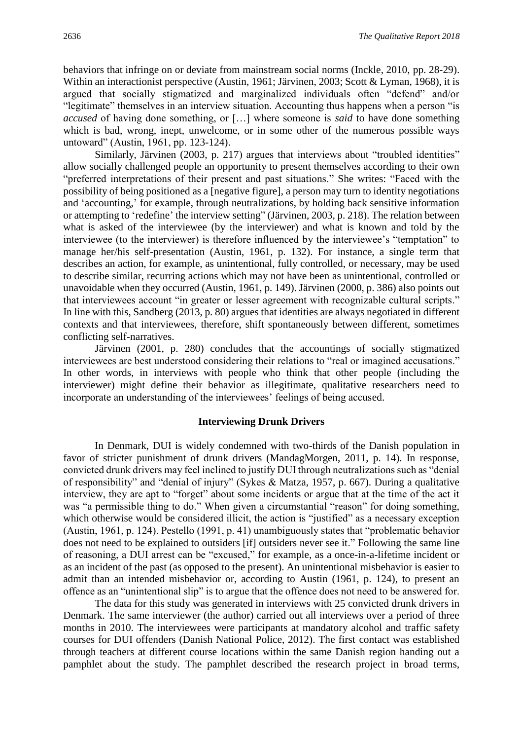behaviors that infringe on or deviate from mainstream social norms (Inckle, 2010, pp. 28-29). Within an interactionist perspective (Austin, 1961; Järvinen, 2003; Scott & Lyman, 1968), it is argued that socially stigmatized and marginalized individuals often "defend" and/or "legitimate" themselves in an interview situation. Accounting thus happens when a person "is *accused* of having done something, or […] where someone is *said* to have done something which is bad, wrong, inept, unwelcome, or in some other of the numerous possible ways untoward" (Austin, 1961, pp. 123-124).

Similarly, Järvinen (2003, p. 217) argues that interviews about "troubled identities" allow socially challenged people an opportunity to present themselves according to their own "preferred interpretations of their present and past situations." She writes: "Faced with the possibility of being positioned as a [negative figure], a person may turn to identity negotiations and 'accounting,' for example, through neutralizations, by holding back sensitive information or attempting to 'redefine' the interview setting" (Järvinen, 2003, p. 218). The relation between what is asked of the interviewee (by the interviewer) and what is known and told by the interviewee (to the interviewer) is therefore influenced by the interviewee's "temptation" to manage her/his self-presentation (Austin, 1961, p. 132). For instance, a single term that describes an action, for example, as unintentional, fully controlled, or necessary, may be used to describe similar, recurring actions which may not have been as unintentional, controlled or unavoidable when they occurred (Austin, 1961, p. 149). Järvinen (2000, p. 386) also points out that interviewees account "in greater or lesser agreement with recognizable cultural scripts." In line with this, Sandberg (2013, p. 80) argues that identities are always negotiated in different contexts and that interviewees, therefore, shift spontaneously between different, sometimes conflicting self-narratives.

Järvinen (2001, p. 280) concludes that the accountings of socially stigmatized interviewees are best understood considering their relations to "real or imagined accusations." In other words, in interviews with people who think that other people (including the interviewer) might define their behavior as illegitimate, qualitative researchers need to incorporate an understanding of the interviewees' feelings of being accused.

## Interviewing Drunk Drivers

In Denmark, DUI is widely condemned with two-thirds of the Danish population in favor of stricter punishment of drunk drivers (MandagMorgen, 2011, p. 14). In response, convicted drunk drivers may feel inclined to justify DUI through neutralizations such as "denial of responsibility" and "denial of injury" (Sykes & Matza, 1957, p. 667). During a qualitative interview, they are apt to "forget" about some incidents or argue that at the time of the act it was "a permissible thing to do." When given a circumstantial "reason" for doing something, which otherwise would be considered illicit, the action is "justified" as a necessary exception (Austin, 1961, p. 124). Pestello (1991, p. 41) unambiguously states that "problematic behavior does not need to be explained to outsiders [if] outsiders never see it." Following the same line of reasoning, a DUI arrest can be "excused," for example, as a once-in-a-lifetime incident or as an incident of the past (as opposed to the present). An unintentional misbehavior is easier to admit than an intended misbehavior or, according to Austin (1961, p. 124), to present an offence as an "unintentional slip" is to argue that the offence does not need to be answered for.

The data for this study was generated in interviews with 25 convicted drunk drivers in Denmark. The same interviewer (the author) carried out all interviews over a period of three months in 2010. The interviewees were participants at mandatory alcohol and traffic safety courses for DUI offenders (Danish National Police, 2012). The first contact was established through teachers at different course locations within the same Danish region handing out a pamphlet about the study. The pamphlet described the research project in broad terms,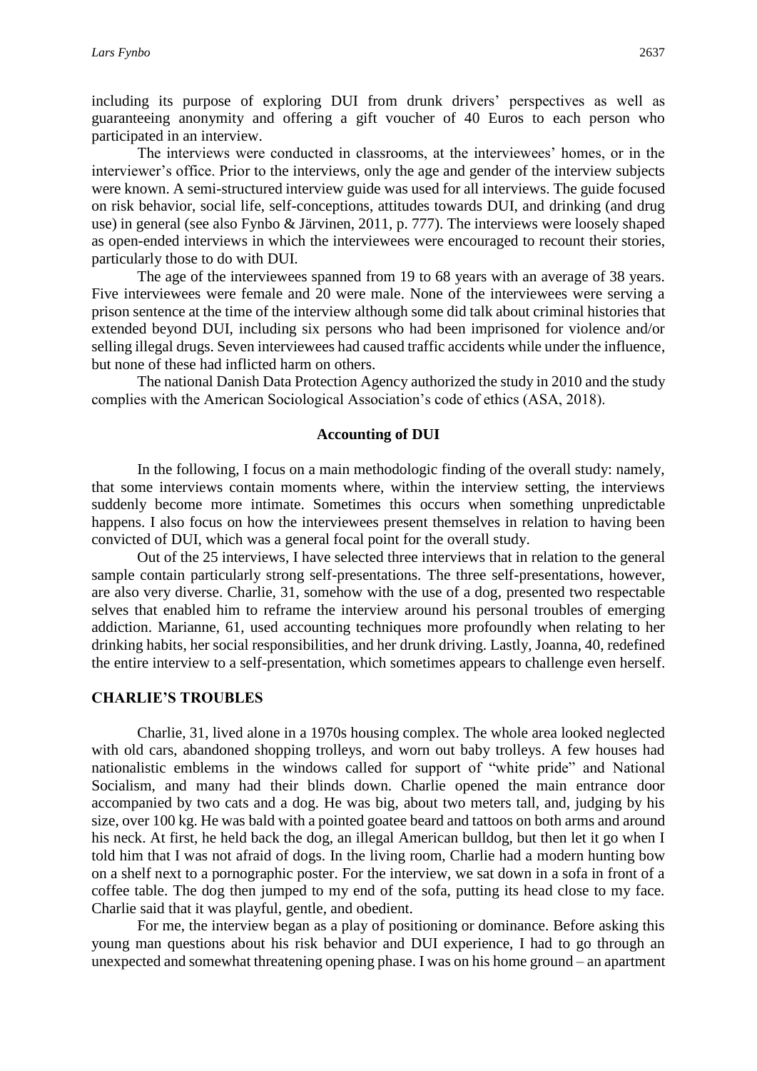including its purpose of exploring DUI from drunk drivers' perspectives as well as guaranteeing anonymity and offering a gift voucher of 40 Euros to each person who participated in an interview.

The interviews were conducted in classrooms, at the interviewees' homes, or in the interviewer's office. Prior to the interviews, only the age and gender of the interview subjects were known. A semi-structured interview guide was used for all interviews. The guide focused on risk behavior, social life, self-conceptions, attitudes towards DUI, and drinking (and drug use) in general (see also Fynbo & Järvinen, 2011, p. 777). The interviews were loosely shaped as open-ended interviews in which the interviewees were encouraged to recount their stories, particularly those to do with DUI.

The age of the interviewees spanned from 19 to 68 years with an average of 38 years. Five interviewees were female and 20 were male. None of the interviewees were serving a prison sentence at the time of the interview although some did talk about criminal histories that extended beyond DUI, including six persons who had been imprisoned for violence and/or selling illegal drugs. Seven interviewees had caused traffic accidents while under the influence, but none of these had inflicted harm on others.

The national Danish Data Protection Agency authorized the study in 2010 and the study complies with the American Sociological Association's code of ethics (ASA, 2018).

## Accounting of DUI

In the following, I focus on a main methodologic finding of the overall study: namely, that some interviews contain moments where, within the interview setting, the interviews suddenly become more intimate. Sometimes this occurs when something unpredictable happens. I also focus on how the interviewees present themselves in relation to having been convicted of DUI, which was a general focal point for the overall study.

Out of the 25 interviews, I have selected three interviews that in relation to the general sample contain particularly strong self-presentations. The three self-presentations, however, are also very diverse. Charlie, 31, somehow with the use of a dog, presented two respectable selves that enabled him to reframe the interview around his personal troubles of emerging addiction. Marianne, 61, used accounting techniques more profoundly when relating to her drinking habits, her social responsibilities, and her drunk driving. Lastly, Joanna, 40, redefined the entire interview to a self-presentation, which sometimes appears to challenge even herself.

## CHARLIE'S TROUBLES

Charlie, 31, lived alone in a 1970s housing complex. The whole area looked neglected with old cars, abandoned shopping trolleys, and worn out baby trolleys. A few houses had nationalistic emblems in the windows called for support of "white pride" and National Socialism, and many had their blinds down. Charlie opened the main entrance door accompanied by two cats and a dog. He was big, about two meters tall, and, judging by his size, over 100 kg. He was bald with a pointed goatee beard and tattoos on both arms and around his neck. At first, he held back the dog, an illegal American bulldog, but then let it go when I told him that I was not afraid of dogs. In the living room, Charlie had a modern hunting bow on a shelf next to a pornographic poster. For the interview, we sat down in a sofa in front of a coffee table. The dog then jumped to my end of the sofa, putting its head close to my face. Charlie said that it was playful, gentle, and obedient.

For me, the interview began as a play of positioning or dominance. Before asking this young man questions about his risk behavior and DUI experience, I had to go through an unexpected and somewhat threatening opening phase. I was on his home ground – an apartment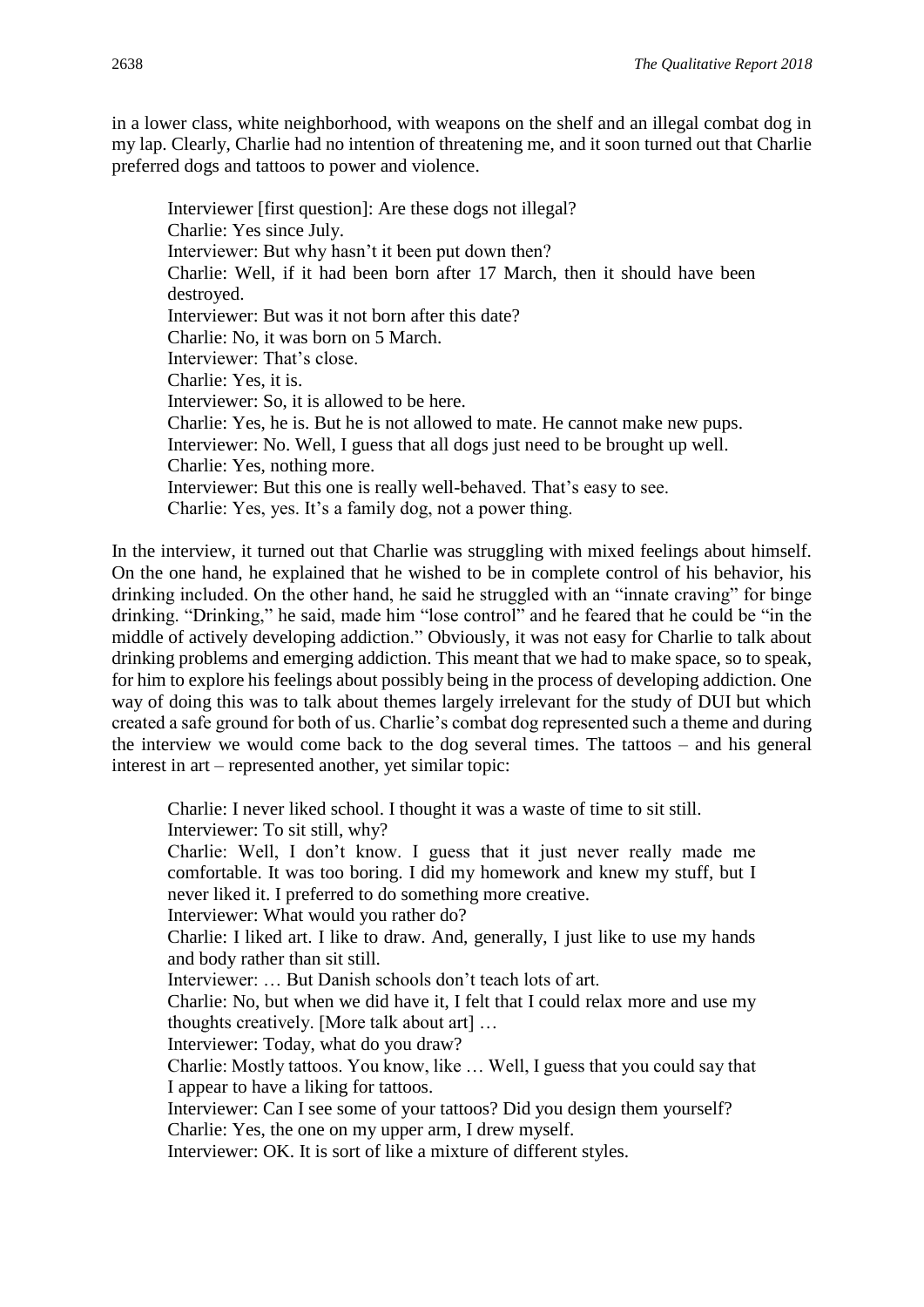in a lower class, white neighborhood, with weapons on the shelf and an illegal combat dog in my lap. Clearly, Charlie had no intention of threatening me, and it soon turned out that Charlie preferred dogs and tattoos to power and violence.

> Interviewer [first question]: Are these dogs not illegal?
> Charlie: Yes since July.
> Interviewer: But why hasn't it been put down then?
> Charlie: Well, if it had been born after 17 March, then it should have been destroyed.
> Interviewer: But was it not born after this date?
> Charlie: No, it was born on 5 March.
> Interviewer: That's close.
> Charlie: Yes, it is.
> Interviewer: So, it is allowed to be here.
> Charlie: Yes, he is. But he is not allowed to mate. He cannot make new pups.
> Interviewer: No. Well, I guess that all dogs just need to be brought up well.
> Charlie: Yes, nothing more.
> Interviewer: But this one is really well-behaved. That's easy to see.
> Charlie: Yes, yes. It's a family dog, not a power thing.

In the interview, it turned out that Charlie was struggling with mixed feelings about himself. On the one hand, he explained that he wished to be in complete control of his behavior, his drinking included. On the other hand, he said he struggled with an "innate craving" for binge drinking. "Drinking," he said, made him "lose control" and he feared that he could be "in the middle of actively developing addiction." Obviously, it was not easy for Charlie to talk about drinking problems and emerging addiction. This meant that we had to make space, so to speak, for him to explore his feelings about possibly being in the process of developing addiction. One way of doing this was to talk about themes largely irrelevant for the study of DUI but which created a safe ground for both of us. Charlie's combat dog represented such a theme and during the interview we would come back to the dog several times. The tattoos – and his general interest in art – represented another, yet similar topic:

> Charlie: I never liked school. I thought it was a waste of time to sit still.
> Interviewer: To sit still, why?
> Charlie: Well, I don't know. I guess that it just never really made me comfortable. It was too boring. I did my homework and knew my stuff, but I never liked it. I preferred to do something more creative.
> Interviewer: What would you rather do?
> Charlie: I liked art. I like to draw. And, generally, I just like to use my hands and body rather than sit still.
> Interviewer: … But Danish schools don't teach lots of art.
> Charlie: No, but when we did have it, I felt that I could relax more and use my thoughts creatively. [More talk about art] …
> Interviewer: Today, what do you draw?
> Charlie: Mostly tattoos. You know, like … Well, I guess that you could say that I appear to have a liking for tattoos.
> Interviewer: Can I see some of your tattoos? Did you design them yourself?
> Charlie: Yes, the one on my upper arm, I drew myself.
> Interviewer: OK. It is sort of like a mixture of different styles.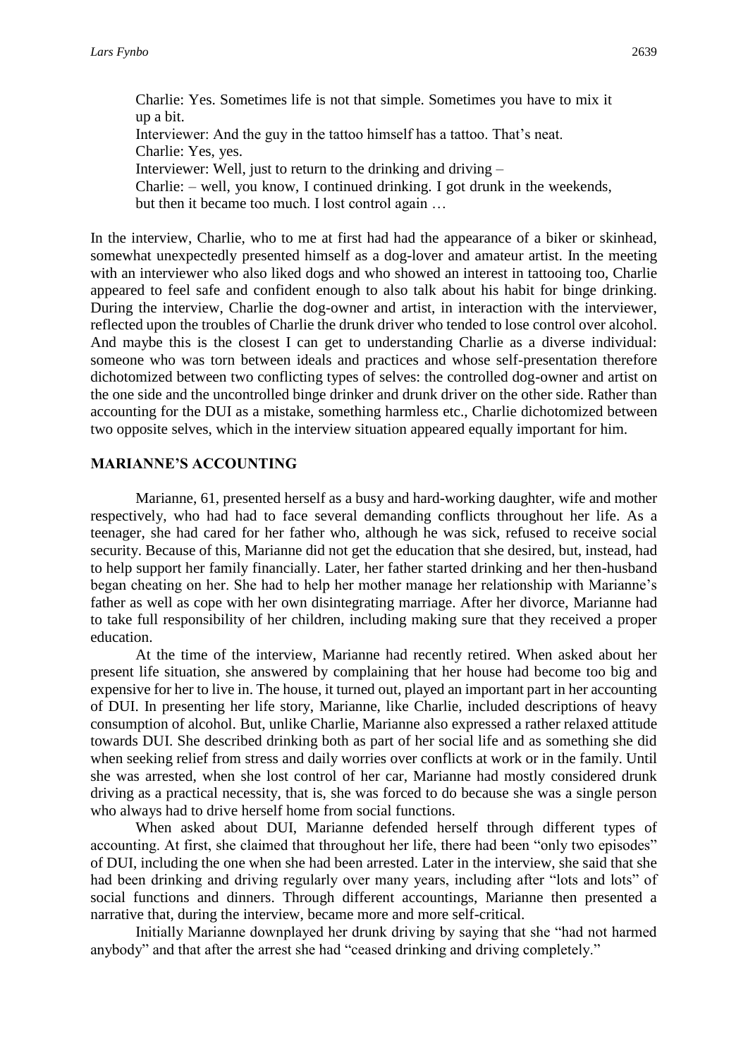Charlie: Yes. Sometimes life is not that simple. Sometimes you have to mix it up a bit.
Interviewer: And the guy in the tattoo himself has a tattoo. That's neat.
Charlie: Yes, yes.
Interviewer: Well, just to return to the drinking and driving –
Charlie: – well, you know, I continued drinking. I got drunk in the weekends, but then it became too much. I lost control again …

In the interview, Charlie, who to me at first had had the appearance of a biker or skinhead, somewhat unexpectedly presented himself as a dog-lover and amateur artist. In the meeting with an interviewer who also liked dogs and who showed an interest in tattooing too, Charlie appeared to feel safe and confident enough to also talk about his habit for binge drinking. During the interview, Charlie the dog-owner and artist, in interaction with the interviewer, reflected upon the troubles of Charlie the drunk driver who tended to lose control over alcohol. And maybe this is the closest I can get to understanding Charlie as a diverse individual: someone who was torn between ideals and practices and whose self-presentation therefore dichotomized between two conflicting types of selves: the controlled dog-owner and artist on the one side and the uncontrolled binge drinker and drunk driver on the other side. Rather than accounting for the DUI as a mistake, something harmless etc., Charlie dichotomized between two opposite selves, which in the interview situation appeared equally important for him.

## MARIANNE'S ACCOUNTING

Marianne, 61, presented herself as a busy and hard-working daughter, wife and mother respectively, who had had to face several demanding conflicts throughout her life. As a teenager, she had cared for her father who, although he was sick, refused to receive social security. Because of this, Marianne did not get the education that she desired, but, instead, had to help support her family financially. Later, her father started drinking and her then-husband began cheating on her. She had to help her mother manage her relationship with Marianne's father as well as cope with her own disintegrating marriage. After her divorce, Marianne had to take full responsibility of her children, including making sure that they received a proper education.

At the time of the interview, Marianne had recently retired. When asked about her present life situation, she answered by complaining that her house had become too big and expensive for her to live in. The house, it turned out, played an important part in her accounting of DUI. In presenting her life story, Marianne, like Charlie, included descriptions of heavy consumption of alcohol. But, unlike Charlie, Marianne also expressed a rather relaxed attitude towards DUI. She described drinking both as part of her social life and as something she did when seeking relief from stress and daily worries over conflicts at work or in the family. Until she was arrested, when she lost control of her car, Marianne had mostly considered drunk driving as a practical necessity, that is, she was forced to do because she was a single person who always had to drive herself home from social functions.

When asked about DUI, Marianne defended herself through different types of accounting. At first, she claimed that throughout her life, there had been "only two episodes" of DUI, including the one when she had been arrested. Later in the interview, she said that she had been drinking and driving regularly over many years, including after "lots and lots" of social functions and dinners. Through different accountings, Marianne then presented a narrative that, during the interview, became more and more self-critical.

Initially Marianne downplayed her drunk driving by saying that she "had not harmed anybody" and that after the arrest she had "ceased drinking and driving completely."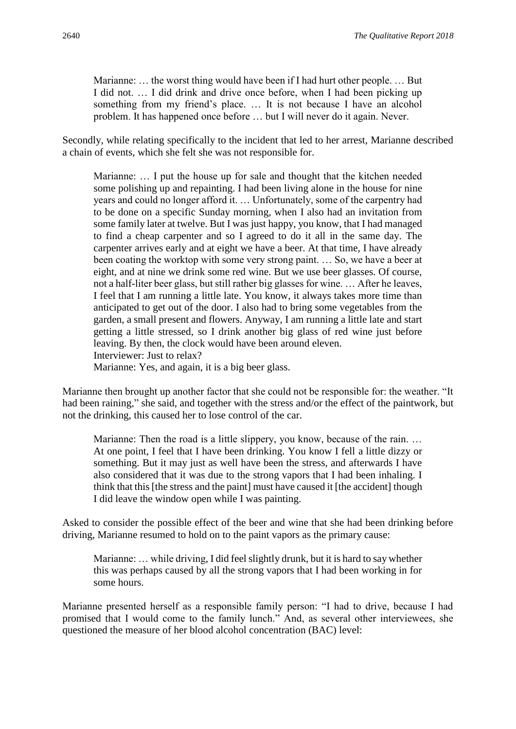> Marianne: … the worst thing would have been if I had hurt other people. … But I did not. … I did drink and drive once before, when I had been picking up something from my friend's place. … It is not because I have an alcohol problem. It has happened once before … but I will never do it again. Never.

Secondly, while relating specifically to the incident that led to her arrest, Marianne described a chain of events, which she felt she was not responsible for.

> Marianne: … I put the house up for sale and thought that the kitchen needed some polishing up and repainting. I had been living alone in the house for nine years and could no longer afford it. … Unfortunately, some of the carpentry had to be done on a specific Sunday morning, when I also had an invitation from some family later at twelve. But I was just happy, you know, that I had managed to find a cheap carpenter and so I agreed to do it all in the same day. The carpenter arrives early and at eight we have a beer. At that time, I have already been coating the worktop with some very strong paint. … So, we have a beer at eight, and at nine we drink some red wine. But we use beer glasses. Of course, not a half-liter beer glass, but still rather big glasses for wine. … After he leaves, I feel that I am running a little late. You know, it always takes more time than anticipated to get out of the door. I also had to bring some vegetables from the garden, a small present and flowers. Anyway, I am running a little late and start getting a little stressed, so I drink another big glass of red wine just before leaving. By then, the clock would have been around eleven.
> Interviewer: Just to relax?
> Marianne: Yes, and again, it is a big beer glass.

Marianne then brought up another factor that she could not be responsible for: the weather. "It had been raining," she said, and together with the stress and/or the effect of the paintwork, but not the drinking, this caused her to lose control of the car.

> Marianne: Then the road is a little slippery, you know, because of the rain. … At one point, I feel that I have been drinking. You know I fell a little dizzy or something. But it may just as well have been the stress, and afterwards I have also considered that it was due to the strong vapors that I had been inhaling. I think that this [the stress and the paint] must have caused it [the accident] though I did leave the window open while I was painting.

Asked to consider the possible effect of the beer and wine that she had been drinking before driving, Marianne resumed to hold on to the paint vapors as the primary cause:

> Marianne: … while driving, I did feel slightly drunk, but it is hard to say whether this was perhaps caused by all the strong vapors that I had been working in for some hours.

Marianne presented herself as a responsible family person: "I had to drive, because I had promised that I would come to the family lunch." And, as several other interviewees, she questioned the measure of her blood alcohol concentration (BAC) level: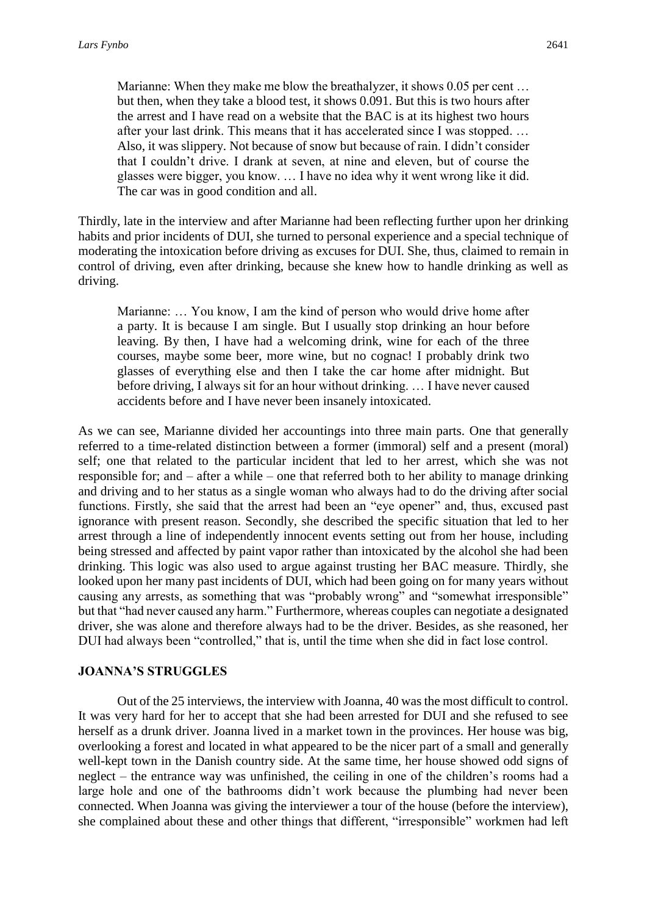> Marianne: When they make me blow the breathalyzer, it shows 0.05 per cent … but then, when they take a blood test, it shows 0.091. But this is two hours after the arrest and I have read on a website that the BAC is at its highest two hours after your last drink. This means that it has accelerated since I was stopped. … Also, it was slippery. Not because of snow but because of rain. I didn't consider that I couldn't drive. I drank at seven, at nine and eleven, but of course the glasses were bigger, you know. … I have no idea why it went wrong like it did. The car was in good condition and all.

Thirdly, late in the interview and after Marianne had been reflecting further upon her drinking habits and prior incidents of DUI, she turned to personal experience and a special technique of moderating the intoxication before driving as excuses for DUI. She, thus, claimed to remain in control of driving, even after drinking, because she knew how to handle drinking as well as driving.

> Marianne: … You know, I am the kind of person who would drive home after a party. It is because I am single. But I usually stop drinking an hour before leaving. By then, I have had a welcoming drink, wine for each of the three courses, maybe some beer, more wine, but no cognac! I probably drink two glasses of everything else and then I take the car home after midnight. But before driving, I always sit for an hour without drinking. … I have never caused accidents before and I have never been insanely intoxicated.

As we can see, Marianne divided her accountings into three main parts. One that generally referred to a time-related distinction between a former (immoral) self and a present (moral) self; one that related to the particular incident that led to her arrest, which she was not responsible for; and – after a while – one that referred both to her ability to manage drinking and driving and to her status as a single woman who always had to do the driving after social functions. Firstly, she said that the arrest had been an "eye opener" and, thus, excused past ignorance with present reason. Secondly, she described the specific situation that led to her arrest through a line of independently innocent events setting out from her house, including being stressed and affected by paint vapor rather than intoxicated by the alcohol she had been drinking. This logic was also used to argue against trusting her BAC measure. Thirdly, she looked upon her many past incidents of DUI, which had been going on for many years without causing any arrests, as something that was "probably wrong" and "somewhat irresponsible" but that "had never caused any harm." Furthermore, whereas couples can negotiate a designated driver, she was alone and therefore always had to be the driver. Besides, as she reasoned, her DUI had always been "controlled," that is, until the time when she did in fact lose control.

## JOANNA'S STRUGGLES

Out of the 25 interviews, the interview with Joanna, 40 was the most difficult to control. It was very hard for her to accept that she had been arrested for DUI and she refused to see herself as a drunk driver. Joanna lived in a market town in the provinces. Her house was big, overlooking a forest and located in what appeared to be the nicer part of a small and generally well-kept town in the Danish country side. At the same time, her house showed odd signs of neglect – the entrance way was unfinished, the ceiling in one of the children's rooms had a large hole and one of the bathrooms didn't work because the plumbing had never been connected. When Joanna was giving the interviewer a tour of the house (before the interview), she complained about these and other things that different, "irresponsible" workmen had left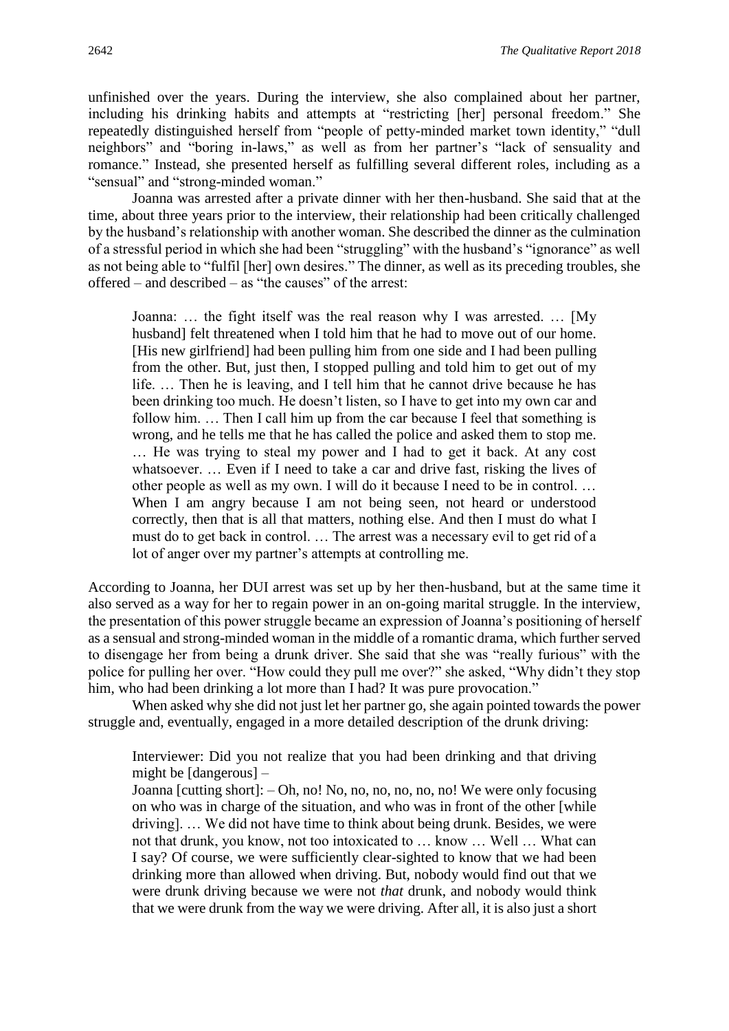unfinished over the years. During the interview, she also complained about her partner, including his drinking habits and attempts at "restricting [her] personal freedom." She repeatedly distinguished herself from "people of petty-minded market town identity," "dull neighbors" and "boring in-laws," as well as from her partner's "lack of sensuality and romance." Instead, she presented herself as fulfilling several different roles, including as a "sensual" and "strong-minded woman."

Joanna was arrested after a private dinner with her then-husband. She said that at the time, about three years prior to the interview, their relationship had been critically challenged by the husband's relationship with another woman. She described the dinner as the culmination of a stressful period in which she had been "struggling" with the husband's "ignorance" as well as not being able to "fulfil [her] own desires." The dinner, as well as its preceding troubles, she offered – and described – as "the causes" of the arrest:

> Joanna: … the fight itself was the real reason why I was arrested. … [My husband] felt threatened when I told him that he had to move out of our home. [His new girlfriend] had been pulling him from one side and I had been pulling from the other. But, just then, I stopped pulling and told him to get out of my life. … Then he is leaving, and I tell him that he cannot drive because he has been drinking too much. He doesn't listen, so I have to get into my own car and follow him. … Then I call him up from the car because I feel that something is wrong, and he tells me that he has called the police and asked them to stop me. … He was trying to steal my power and I had to get it back. At any cost whatsoever. … Even if I need to take a car and drive fast, risking the lives of other people as well as my own. I will do it because I need to be in control. … When I am angry because I am not being seen, not heard or understood correctly, then that is all that matters, nothing else. And then I must do what I must do to get back in control. … The arrest was a necessary evil to get rid of a lot of anger over my partner's attempts at controlling me.

According to Joanna, her DUI arrest was set up by her then-husband, but at the same time it also served as a way for her to regain power in an on-going marital struggle. In the interview, the presentation of this power struggle became an expression of Joanna's positioning of herself as a sensual and strong-minded woman in the middle of a romantic drama, which further served to disengage her from being a drunk driver. She said that she was "really furious" with the police for pulling her over. "How could they pull me over?" she asked, "Why didn't they stop him, who had been drinking a lot more than I had? It was pure provocation."

When asked why she did not just let her partner go, she again pointed towards the power struggle and, eventually, engaged in a more detailed description of the drunk driving:

> Interviewer: Did you not realize that you had been drinking and that driving might be [dangerous] –
>
> Joanna [cutting short]: – Oh, no! No, no, no, no, no, no! We were only focusing on who was in charge of the situation, and who was in front of the other [while driving]. … We did not have time to think about being drunk. Besides, we were not that drunk, you know, not too intoxicated to … know … Well … What can I say? Of course, we were sufficiently clear-sighted to know that we had been drinking more than allowed when driving. But, nobody would find out that we were drunk driving because we were not *that* drunk, and nobody would think that we were drunk from the way we were driving. After all, it is also just a short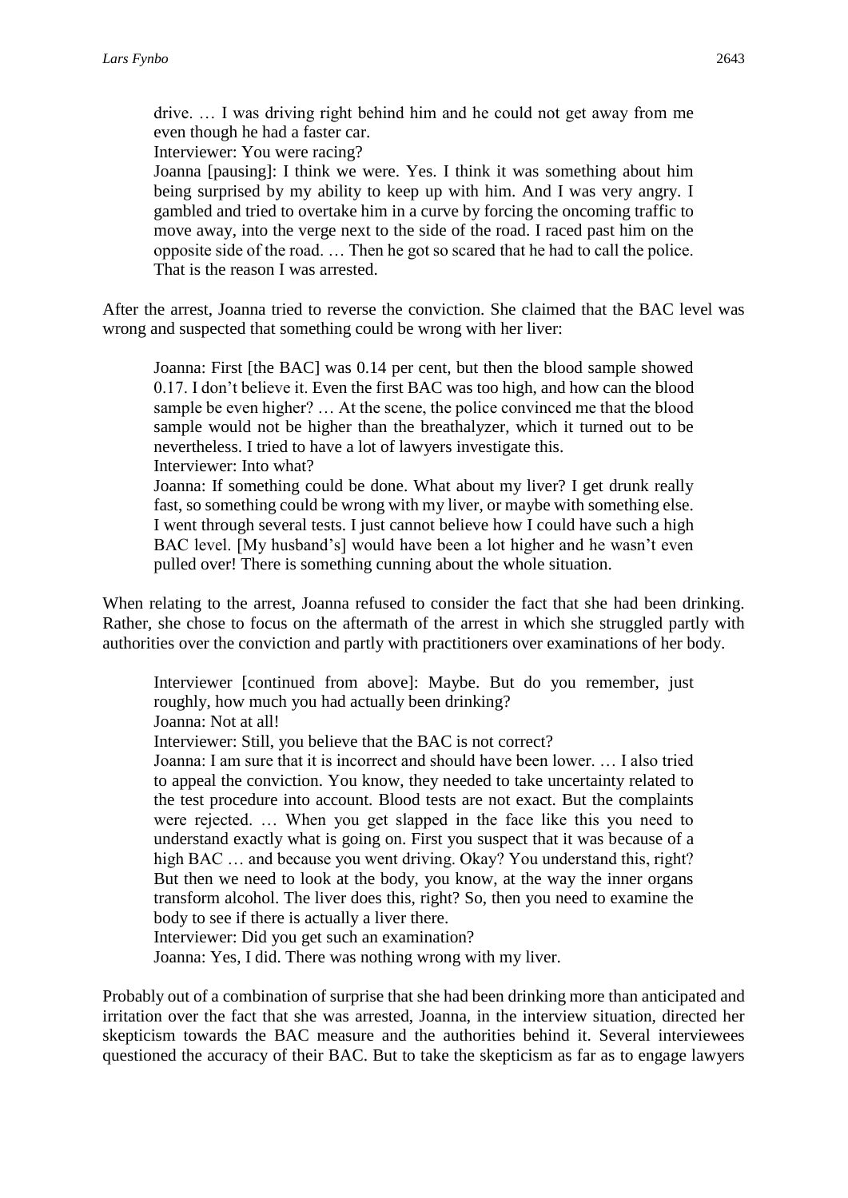> drive. … I was driving right behind him and he could not get away from me even though he had a faster car.
> Interviewer: You were racing?
> Joanna [pausing]: I think we were. Yes. I think it was something about him being surprised by my ability to keep up with him. And I was very angry. I gambled and tried to overtake him in a curve by forcing the oncoming traffic to move away, into the verge next to the side of the road. I raced past him on the opposite side of the road. … Then he got so scared that he had to call the police. That is the reason I was arrested.

After the arrest, Joanna tried to reverse the conviction. She claimed that the BAC level was wrong and suspected that something could be wrong with her liver:

> Joanna: First [the BAC] was 0.14 per cent, but then the blood sample showed 0.17. I don't believe it. Even the first BAC was too high, and how can the blood sample be even higher? … At the scene, the police convinced me that the blood sample would not be higher than the breathalyzer, which it turned out to be nevertheless. I tried to have a lot of lawyers investigate this.
> Interviewer: Into what?
> Joanna: If something could be done. What about my liver? I get drunk really fast, so something could be wrong with my liver, or maybe with something else. I went through several tests. I just cannot believe how I could have such a high BAC level. [My husband's] would have been a lot higher and he wasn't even pulled over! There is something cunning about the whole situation.

When relating to the arrest, Joanna refused to consider the fact that she had been drinking. Rather, she chose to focus on the aftermath of the arrest in which she struggled partly with authorities over the conviction and partly with practitioners over examinations of her body.

> Interviewer [continued from above]: Maybe. But do you remember, just roughly, how much you had actually been drinking?
> Joanna: Not at all!
> Interviewer: Still, you believe that the BAC is not correct?
> Joanna: I am sure that it is incorrect and should have been lower. … I also tried to appeal the conviction. You know, they needed to take uncertainty related to the test procedure into account. Blood tests are not exact. But the complaints were rejected. … When you get slapped in the face like this you need to understand exactly what is going on. First you suspect that it was because of a high BAC … and because you went driving. Okay? You understand this, right? But then we need to look at the body, you know, at the way the inner organs transform alcohol. The liver does this, right? So, then you need to examine the body to see if there is actually a liver there.
> Interviewer: Did you get such an examination?
> Joanna: Yes, I did. There was nothing wrong with my liver.

Probably out of a combination of surprise that she had been drinking more than anticipated and irritation over the fact that she was arrested, Joanna, in the interview situation, directed her skepticism towards the BAC measure and the authorities behind it. Several interviewees questioned the accuracy of their BAC. But to take the skepticism as far as to engage lawyers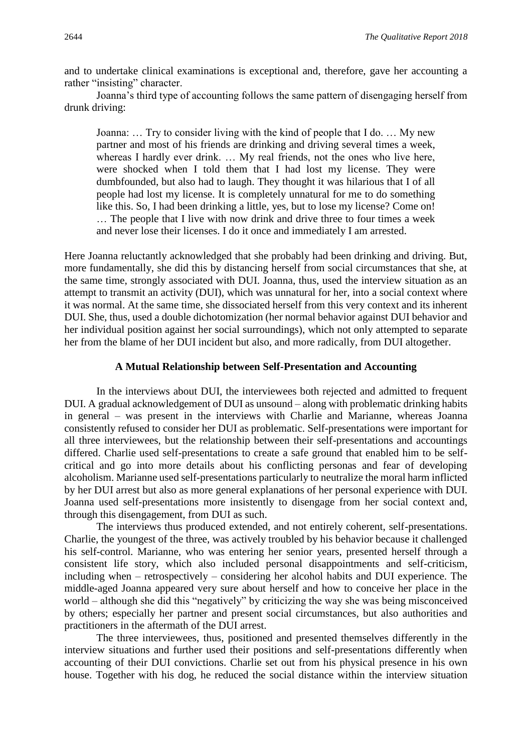and to undertake clinical examinations is exceptional and, therefore, gave her accounting a rather "insisting" character.

Joanna's third type of accounting follows the same pattern of disengaging herself from drunk driving:

> Joanna: … Try to consider living with the kind of people that I do. … My new partner and most of his friends are drinking and driving several times a week, whereas I hardly ever drink. … My real friends, not the ones who live here, were shocked when I told them that I had lost my license. They were dumbfounded, but also had to laugh. They thought it was hilarious that I of all people had lost my license. It is completely unnatural for me to do something like this. So, I had been drinking a little, yes, but to lose my license? Come on! … The people that I live with now drink and drive three to four times a week and never lose their licenses. I do it once and immediately I am arrested.

Here Joanna reluctantly acknowledged that she probably had been drinking and driving. But, more fundamentally, she did this by distancing herself from social circumstances that she, at the same time, strongly associated with DUI. Joanna, thus, used the interview situation as an attempt to transmit an activity (DUI), which was unnatural for her, into a social context where it was normal. At the same time, she dissociated herself from this very context and its inherent DUI. She, thus, used a double dichotomization (her normal behavior against DUI behavior and her individual position against her social surroundings), which not only attempted to separate her from the blame of her DUI incident but also, and more radically, from DUI altogether.

### A Mutual Relationship between Self-Presentation and Accounting

In the interviews about DUI, the interviewees both rejected and admitted to frequent DUI. A gradual acknowledgement of DUI as unsound – along with problematic drinking habits in general – was present in the interviews with Charlie and Marianne, whereas Joanna consistently refused to consider her DUI as problematic. Self-presentations were important for all three interviewees, but the relationship between their self-presentations and accountings differed. Charlie used self-presentations to create a safe ground that enabled him to be self-critical and go into more details about his conflicting personas and fear of developing alcoholism. Marianne used self-presentations particularly to neutralize the moral harm inflicted by her DUI arrest but also as more general explanations of her personal experience with DUI. Joanna used self-presentations more insistently to disengage from her social context and, through this disengagement, from DUI as such.

The interviews thus produced extended, and not entirely coherent, self-presentations. Charlie, the youngest of the three, was actively troubled by his behavior because it challenged his self-control. Marianne, who was entering her senior years, presented herself through a consistent life story, which also included personal disappointments and self-criticism, including when – retrospectively – considering her alcohol habits and DUI experience. The middle-aged Joanna appeared very sure about herself and how to conceive her place in the world – although she did this "negatively" by criticizing the way she was being misconceived by others; especially her partner and present social circumstances, but also authorities and practitioners in the aftermath of the DUI arrest.

The three interviewees, thus, positioned and presented themselves differently in the interview situations and further used their positions and self-presentations differently when accounting of their DUI convictions. Charlie set out from his physical presence in his own house. Together with his dog, he reduced the social distance within the interview situation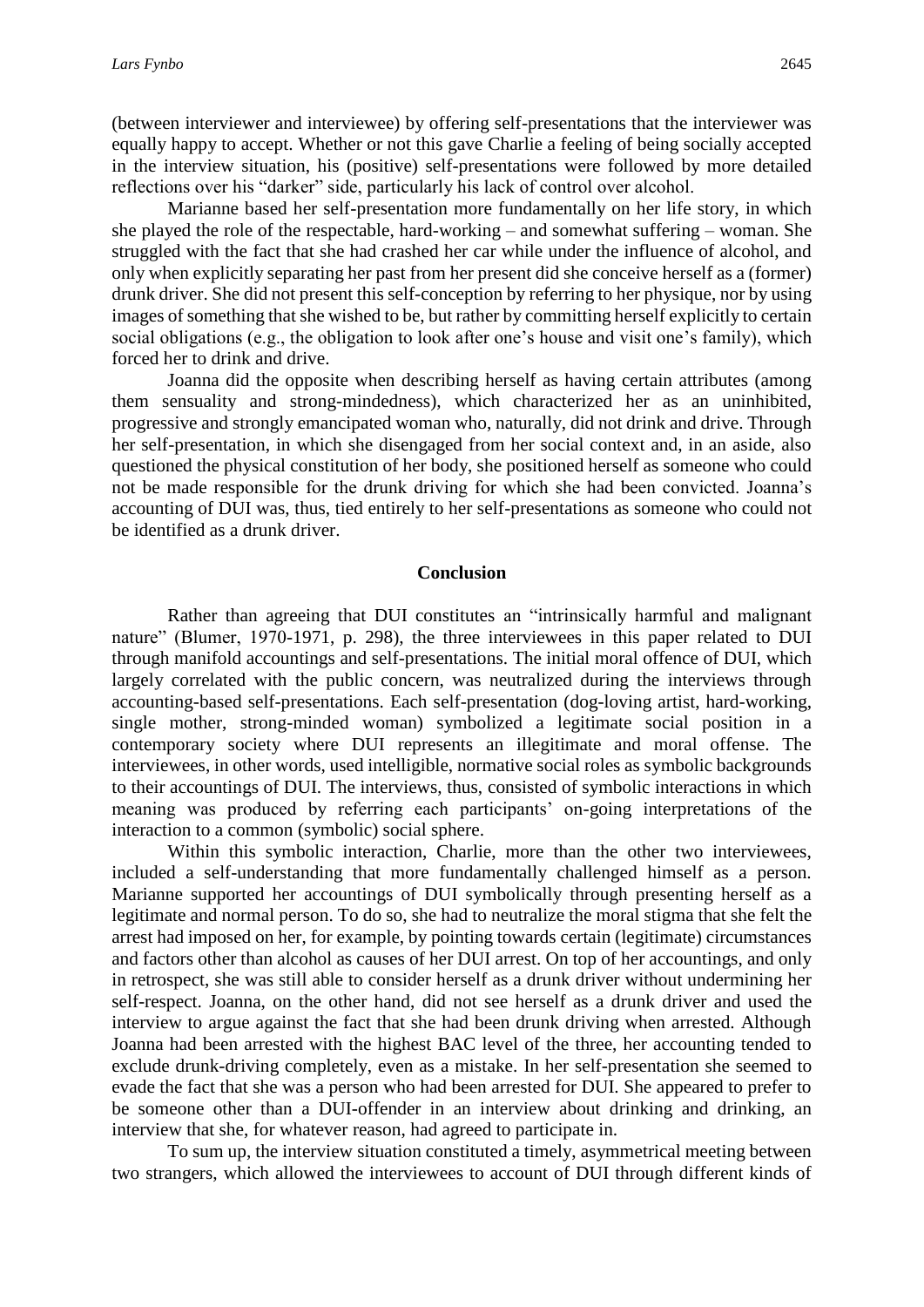(between interviewer and interviewee) by offering self-presentations that the interviewer was equally happy to accept. Whether or not this gave Charlie a feeling of being socially accepted in the interview situation, his (positive) self-presentations were followed by more detailed reflections over his "darker" side, particularly his lack of control over alcohol.

Marianne based her self-presentation more fundamentally on her life story, in which she played the role of the respectable, hard-working – and somewhat suffering – woman. She struggled with the fact that she had crashed her car while under the influence of alcohol, and only when explicitly separating her past from her present did she conceive herself as a (former) drunk driver. She did not present this self-conception by referring to her physique, nor by using images of something that she wished to be, but rather by committing herself explicitly to certain social obligations (e.g., the obligation to look after one's house and visit one's family), which forced her to drink and drive.

Joanna did the opposite when describing herself as having certain attributes (among them sensuality and strong-mindedness), which characterized her as an uninhibited, progressive and strongly emancipated woman who, naturally, did not drink and drive. Through her self-presentation, in which she disengaged from her social context and, in an aside, also questioned the physical constitution of her body, she positioned herself as someone who could not be made responsible for the drunk driving for which she had been convicted. Joanna's accounting of DUI was, thus, tied entirely to her self-presentations as someone who could not be identified as a drunk driver.

## Conclusion

Rather than agreeing that DUI constitutes an "intrinsically harmful and malignant nature" (Blumer, 1970-1971, p. 298), the three interviewees in this paper related to DUI through manifold accountings and self-presentations. The initial moral offence of DUI, which largely correlated with the public concern, was neutralized during the interviews through accounting-based self-presentations. Each self-presentation (dog-loving artist, hard-working, single mother, strong-minded woman) symbolized a legitimate social position in a contemporary society where DUI represents an illegitimate and moral offense. The interviewees, in other words, used intelligible, normative social roles as symbolic backgrounds to their accountings of DUI. The interviews, thus, consisted of symbolic interactions in which meaning was produced by referring each participants' on-going interpretations of the interaction to a common (symbolic) social sphere.

Within this symbolic interaction, Charlie, more than the other two interviewees, included a self-understanding that more fundamentally challenged himself as a person. Marianne supported her accountings of DUI symbolically through presenting herself as a legitimate and normal person. To do so, she had to neutralize the moral stigma that she felt the arrest had imposed on her, for example, by pointing towards certain (legitimate) circumstances and factors other than alcohol as causes of her DUI arrest. On top of her accountings, and only in retrospect, she was still able to consider herself as a drunk driver without undermining her self-respect. Joanna, on the other hand, did not see herself as a drunk driver and used the interview to argue against the fact that she had been drunk driving when arrested. Although Joanna had been arrested with the highest BAC level of the three, her accounting tended to exclude drunk-driving completely, even as a mistake. In her self-presentation she seemed to evade the fact that she was a person who had been arrested for DUI. She appeared to prefer to be someone other than a DUI-offender in an interview about drinking and drinking, an interview that she, for whatever reason, had agreed to participate in.

To sum up, the interview situation constituted a timely, asymmetrical meeting between two strangers, which allowed the interviewees to account of DUI through different kinds of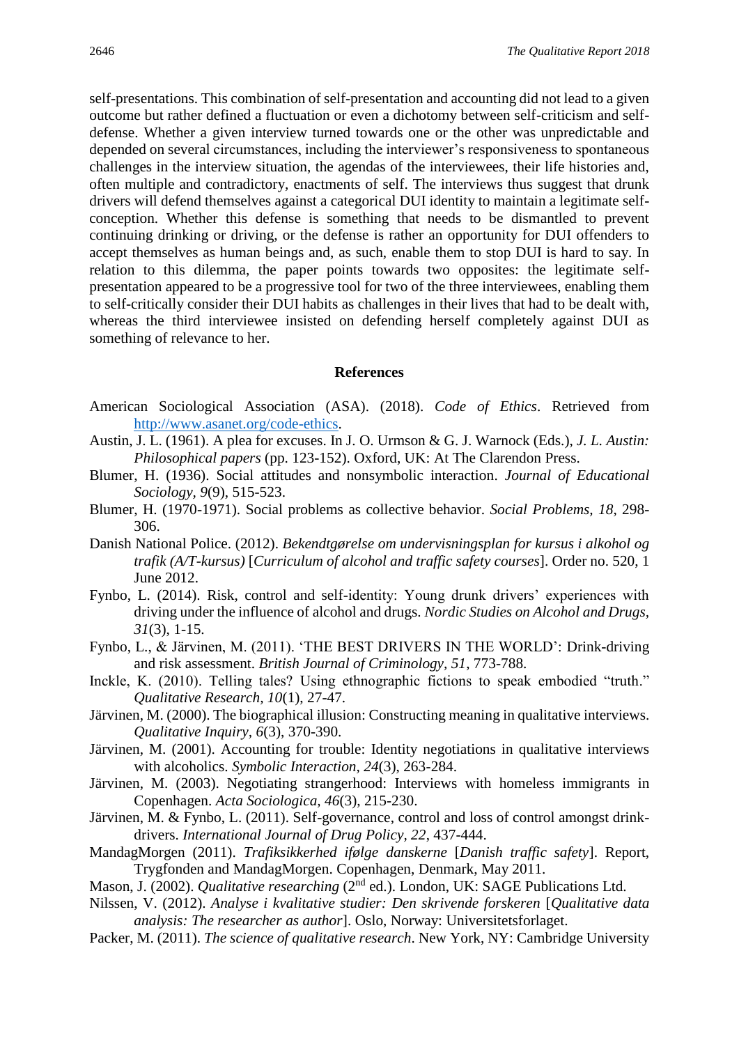self-presentations. This combination of self-presentation and accounting did not lead to a given outcome but rather defined a fluctuation or even a dichotomy between self-criticism and self-defense. Whether a given interview turned towards one or the other was unpredictable and depended on several circumstances, including the interviewer's responsiveness to spontaneous challenges in the interview situation, the agendas of the interviewees, their life histories and, often multiple and contradictory, enactments of self. The interviews thus suggest that drunk drivers will defend themselves against a categorical DUI identity to maintain a legitimate self-conception. Whether this defense is something that needs to be dismantled to prevent continuing drinking or driving, or the defense is rather an opportunity for DUI offenders to accept themselves as human beings and, as such, enable them to stop DUI is hard to say. In relation to this dilemma, the paper points towards two opposites: the legitimate self-presentation appeared to be a progressive tool for two of the three interviewees, enabling them to self-critically consider their DUI habits as challenges in their lives that had to be dealt with, whereas the third interviewee insisted on defending herself completely against DUI as something of relevance to her.

## References

American Sociological Association (ASA). (2018). *Code of Ethics*. Retrieved from http://www.asanet.org/code-ethics.

Austin, J. L. (1961). A plea for excuses. In J. O. Urmson & G. J. Warnock (Eds.), *J. L. Austin: Philosophical papers* (pp. 123-152). Oxford, UK: At The Clarendon Press.

Blumer, H. (1936). Social attitudes and nonsymbolic interaction. *Journal of Educational Sociology, 9*(9), 515-523.

Blumer, H. (1970-1971). Social problems as collective behavior. *Social Problems, 18*, 298-306.

Danish National Police. (2012). *Bekendtgørelse om undervisningsplan for kursus i alkohol og trafik (A/T-kursus)* [*Curriculum of alcohol and traffic safety courses*]. Order no. 520, 1 June 2012.

Fynbo, L. (2014). Risk, control and self-identity: Young drunk drivers' experiences with driving under the influence of alcohol and drugs. *Nordic Studies on Alcohol and Drugs, 31*(3), 1-15.

Fynbo, L., & Järvinen, M. (2011). 'THE BEST DRIVERS IN THE WORLD': Drink-driving and risk assessment. *British Journal of Criminology, 51*, 773-788.

Inckle, K. (2010). Telling tales? Using ethnographic fictions to speak embodied "truth." *Qualitative Research, 10*(1), 27-47.

Järvinen, M. (2000). The biographical illusion: Constructing meaning in qualitative interviews. *Qualitative Inquiry, 6*(3), 370-390.

Järvinen, M. (2001). Accounting for trouble: Identity negotiations in qualitative interviews with alcoholics. *Symbolic Interaction, 24*(3), 263-284.

Järvinen, M. (2003). Negotiating strangerhood: Interviews with homeless immigrants in Copenhagen. *Acta Sociologica, 46*(3), 215-230.

Järvinen, M. & Fynbo, L. (2011). Self-governance, control and loss of control amongst drink-drivers. *International Journal of Drug Policy, 22*, 437-444.

MandagMorgen (2011). *Trafiksikkerhed ifølge danskerne* [*Danish traffic safety*]. Report, Trygfonden and MandagMorgen. Copenhagen, Denmark, May 2011.

Mason, J. (2002). *Qualitative researching* (2nd ed.). London, UK: SAGE Publications Ltd.

Nilssen, V. (2012). *Analyse i kvalitative studier: Den skrivende forskeren* [*Qualitative data analysis: The researcher as author*]. Oslo, Norway: Universitetsforlaget.

Packer, M. (2011). *The science of qualitative research*. New York, NY: Cambridge University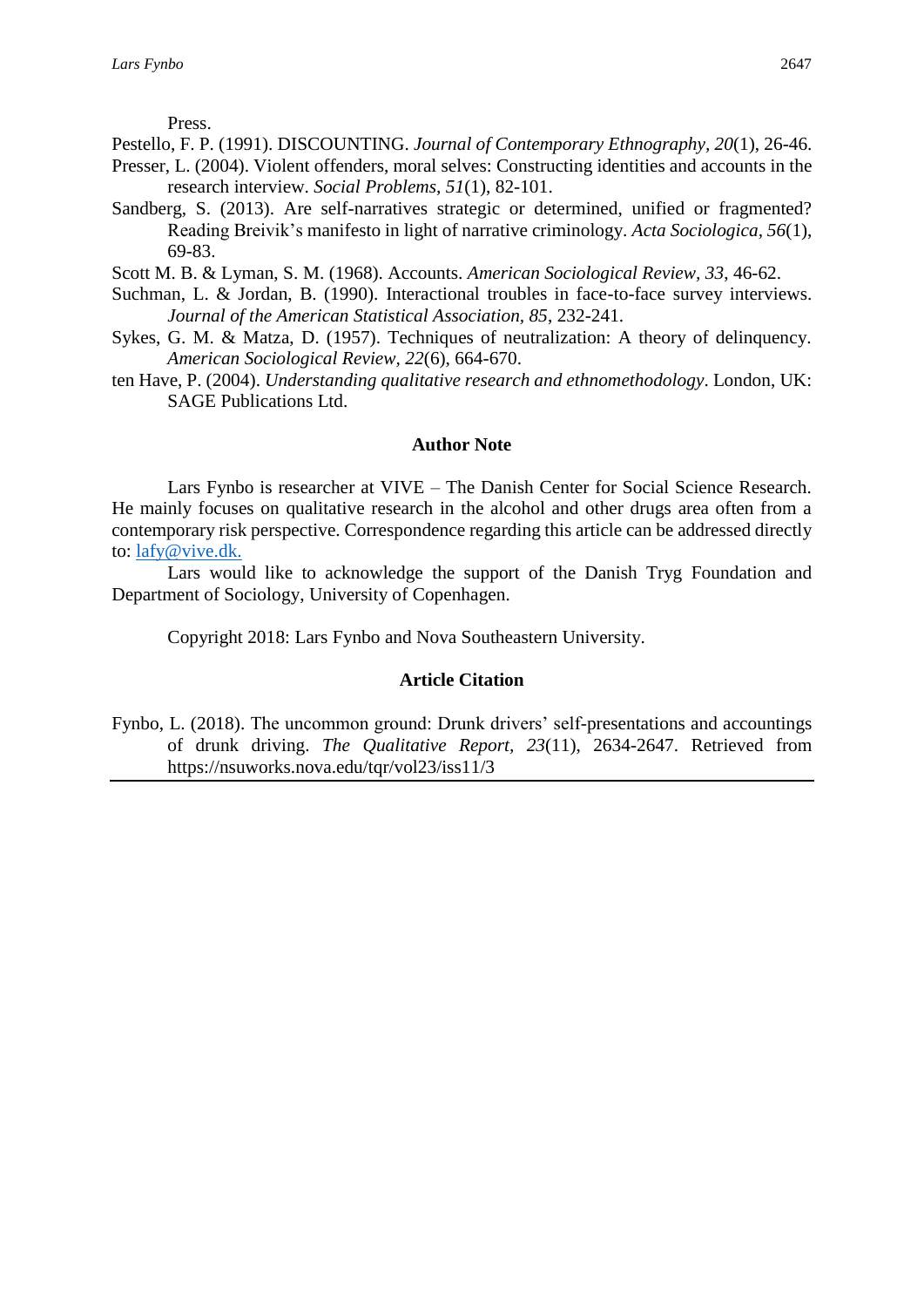Press.

Pestello, F. P. (1991). DISCOUNTING. *Journal of Contemporary Ethnography, 20*(1), 26-46.

Presser, L. (2004). Violent offenders, moral selves: Constructing identities and accounts in the research interview. *Social Problems, 51*(1), 82-101.

Sandberg, S. (2013). Are self-narratives strategic or determined, unified or fragmented? Reading Breivik's manifesto in light of narrative criminology. *Acta Sociologica, 56*(1), 69-83.

Scott M. B. & Lyman, S. M. (1968). Accounts. *American Sociological Review, 33*, 46-62.

Suchman, L. & Jordan, B. (1990). Interactional troubles in face-to-face survey interviews. *Journal of the American Statistical Association, 85*, 232-241.

Sykes, G. M. & Matza, D. (1957). Techniques of neutralization: A theory of delinquency. *American Sociological Review, 22*(6), 664-670.

ten Have, P. (2004). *Understanding qualitative research and ethnomethodology*. London, UK: SAGE Publications Ltd.

## Author Note

Lars Fynbo is researcher at VIVE – The Danish Center for Social Science Research. He mainly focuses on qualitative research in the alcohol and other drugs area often from a contemporary risk perspective. Correspondence regarding this article can be addressed directly to: lafy@vive.dk.

Lars would like to acknowledge the support of the Danish Tryg Foundation and Department of Sociology, University of Copenhagen.

Copyright 2018: Lars Fynbo and Nova Southeastern University.

## Article Citation

Fynbo, L. (2018). The uncommon ground: Drunk drivers' self-presentations and accountings of drunk driving. *The Qualitative Report, 23*(11), 2634-2647. Retrieved from https://nsuworks.nova.edu/tqr/vol23/iss11/3